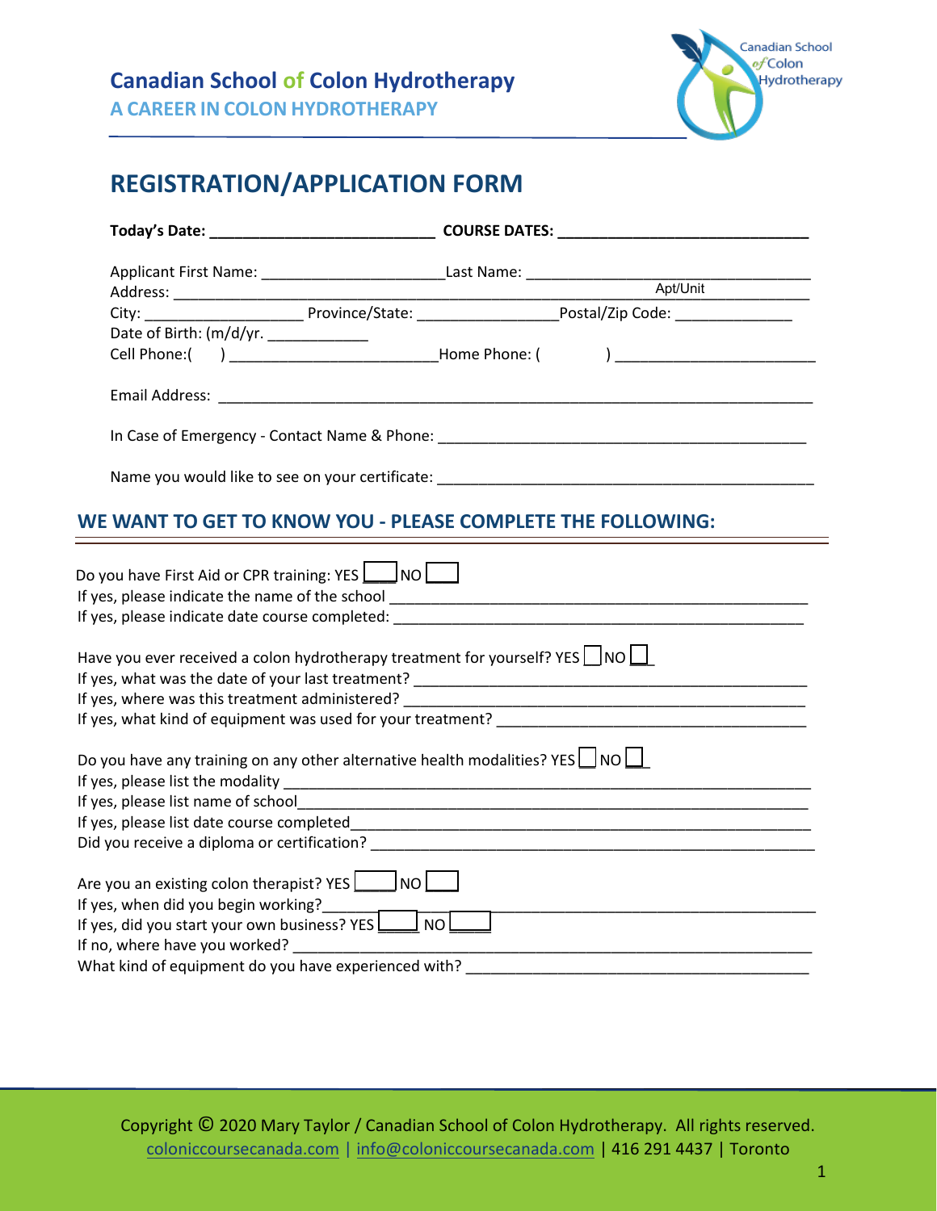**Canadian School of Colon Hydrotherapy**

**A CAREER IN COLON HYDROTHERAPY**

# REGISTRATION/APPLICATION FORM

**Today's Date:** ___________________________ **COURSE DATES:** ______________________________

Applicant First Name: ______________________ Last Name: __________________________________

Address: ___________________________________________________________ Apt/Unit ________________

City: ___________________ Province/State: ________________ Postal/Zip Code: ______________

Date of Birth: (m/d/yr. ____________

Cell Phone:(     ) _________________________ Home Phone: (          ) ________________________

Email Address: ___________________________________________________________________________

In Case of Emergency - Contact Name & Phone: ______________________________________________

Name you would like to see on your certificate: ____________________________________________

## WE WANT TO GET TO KNOW YOU - PLEASE COMPLETE THE FOLLOWING:

Do you have First Aid or CPR training: YES ☐ NO ☐

If yes, please indicate the name of the school ____________________________________________

If yes, please indicate date course completed: ____________________________________________

Have you ever received a colon hydrotherapy treatment for yourself? YES ☐ NO ☐

If yes, what was the date of your last treatment? __________________________________________

If yes, where was this treatment administered? ____________________________________________

If yes, what kind of equipment was used for your treatment? _______________________________

Do you have any training on any other alternative health modalities? YES ☐ NO ☐

If yes, please list the modality _____________________________________________________

If yes, please list name of school____________________________________________________

If yes, please list date course completed______________________________________________

Did you receive a diploma or certification? ___________________________________________

Are you an existing colon therapist? YES ☐ NO ☐

If yes, when did you begin working?__________________________________________________

If yes, did you start your own business? YES ☐ NO ☐

If no, where have you worked? _______________________________________________________

What kind of equipment do you have experienced with? _________________________________

Copyright © 2020 Mary Taylor / Canadian School of Colon Hydrotherapy. All rights reserved.
coloniccoursecanada.com | info@coloniccoursecanada.com | 416 291 4437 | Toronto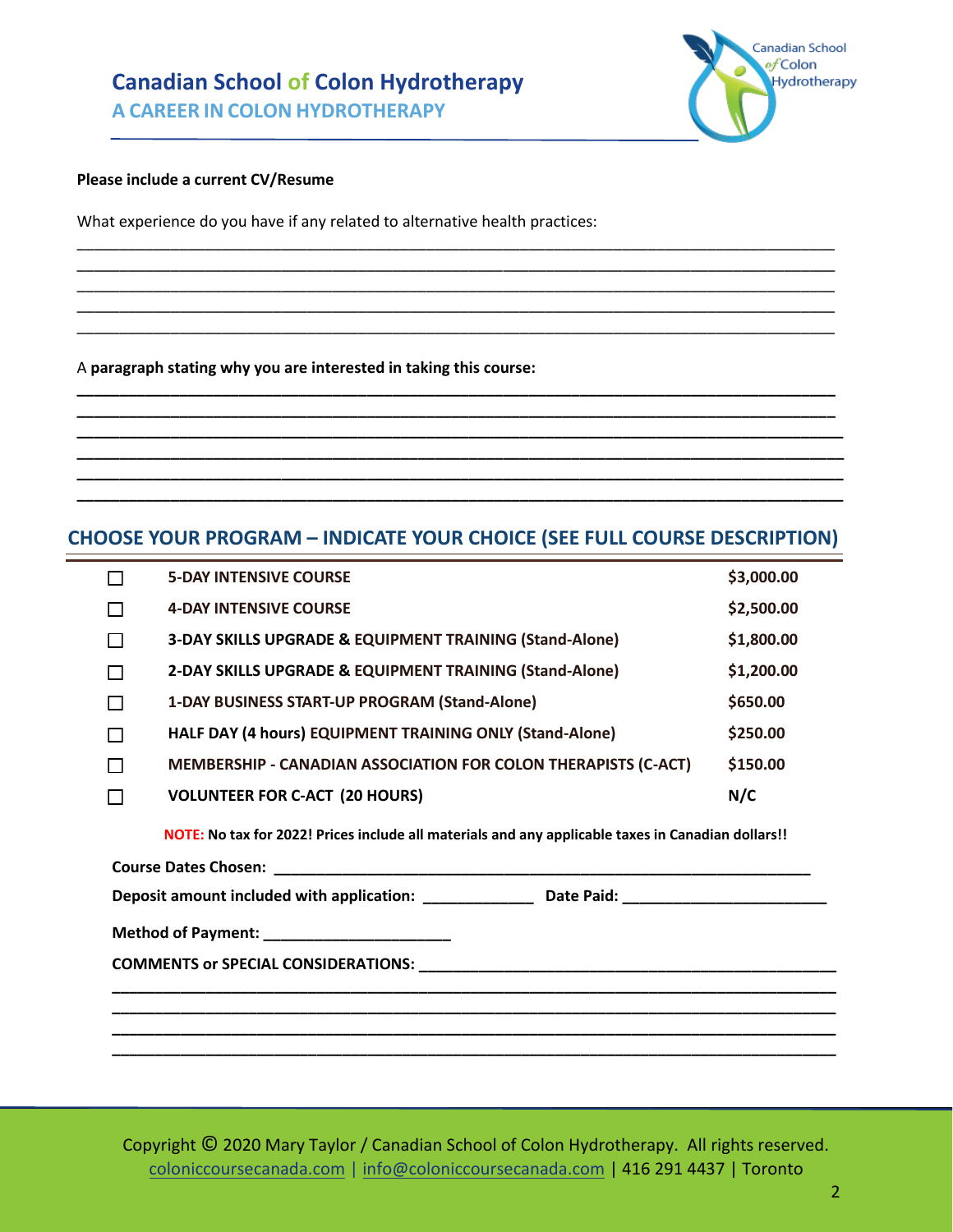**Please include a current CV/Resume**

What experience do you have if any related to alternative health practices:

_____________________________________________________________________________________
_____________________________________________________________________________________
_____________________________________________________________________________________
_____________________________________________________________________________________
_____________________________________________________________________________________

A **paragraph stating why you are interested in taking this course:**

_____________________________________________________________________________________
_____________________________________________________________________________________
_____________________________________________________________________________________
_____________________________________________________________________________________
_____________________________________________________________________________________
_____________________________________________________________________________________

## CHOOSE YOUR PROGRAM – INDICATE YOUR CHOICE (SEE FULL COURSE DESCRIPTION)

| | Program | Price |
|---|---|---|
| ☐ | **5-DAY INTENSIVE COURSE** | **$3,000.00** |
| ☐ | **4-DAY INTENSIVE COURSE** | **$2,500.00** |
| ☐ | **3-DAY SKILLS UPGRADE & EQUIPMENT TRAINING (Stand-Alone)** | **$1,800.00** |
| ☐ | **2-DAY SKILLS UPGRADE & EQUIPMENT TRAINING (Stand-Alone)** | **$1,200.00** |
| ☐ | **1-DAY BUSINESS START-UP PROGRAM (Stand-Alone)** | **$650.00** |
| ☐ | **HALF DAY (4 hours) EQUIPMENT TRAINING ONLY (Stand-Alone)** | **$250.00** |
| ☐ | **MEMBERSHIP - CANADIAN ASSOCIATION FOR COLON THERAPISTS (C-ACT)** | **$150.00** |
| ☐ | **VOLUNTEER FOR C-ACT (20 HOURS)** | **N/C** |

**NOTE: No tax for 2022! Prices include all materials and any applicable taxes in Canadian dollars!!**

**Course Dates Chosen:** ______________________________________________________________

**Deposit amount included with application:** ____________ **Date Paid:** ______________________

**Method of Payment:** ____________________

**COMMENTS or SPECIAL CONSIDERATIONS:** _____________________________________________

_____________________________________________________________________________________
_____________________________________________________________________________________
_____________________________________________________________________________________
_____________________________________________________________________________________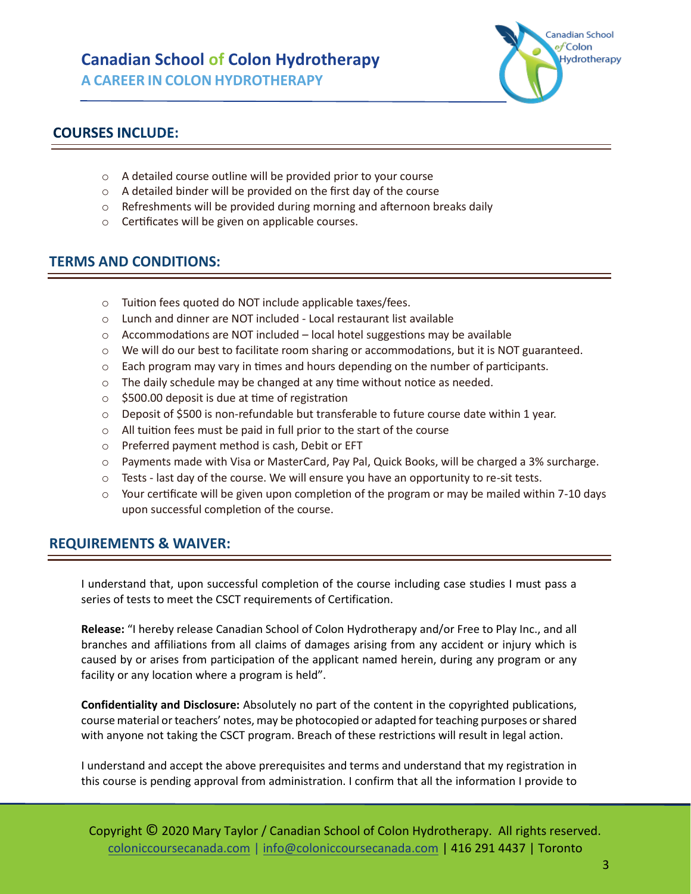## COURSES INCLUDE:

- A detailed course outline will be provided prior to your course
- A detailed binder will be provided on the first day of the course
- Refreshments will be provided during morning and afternoon breaks daily
- Certificates will be given on applicable courses.

## TERMS AND CONDITIONS:

- Tuition fees quoted do NOT include applicable taxes/fees.
- Lunch and dinner are NOT included - Local restaurant list available
- Accommodations are NOT included – local hotel suggestions may be available
- We will do our best to facilitate room sharing or accommodations, but it is NOT guaranteed.
- Each program may vary in times and hours depending on the number of participants.
- The daily schedule may be changed at any time without notice as needed.
- $500.00 deposit is due at time of registration
- Deposit of $500 is non-refundable but transferable to future course date within 1 year.
- All tuition fees must be paid in full prior to the start of the course
- Preferred payment method is cash, Debit or EFT
- Payments made with Visa or MasterCard, Pay Pal, Quick Books, will be charged a 3% surcharge.
- Tests - last day of the course. We will ensure you have an opportunity to re-sit tests.
- Your certificate will be given upon completion of the program or may be mailed within 7-10 days upon successful completion of the course.

## REQUIREMENTS & WAIVER:

I understand that, upon successful completion of the course including case studies I must pass a series of tests to meet the CSCT requirements of Certification.

**Release:** "I hereby release Canadian School of Colon Hydrotherapy and/or Free to Play Inc., and all branches and affiliations from all claims of damages arising from any accident or injury which is caused by or arises from participation of the applicant named herein, during any program or any facility or any location where a program is held".

**Confidentiality and Disclosure:** Absolutely no part of the content in the copyrighted publications, course material or teachers' notes, may be photocopied or adapted for teaching purposes or shared with anyone not taking the CSCT program. Breach of these restrictions will result in legal action.

I understand and accept the above prerequisites and terms and understand that my registration in this course is pending approval from administration. I confirm that all the information I provide to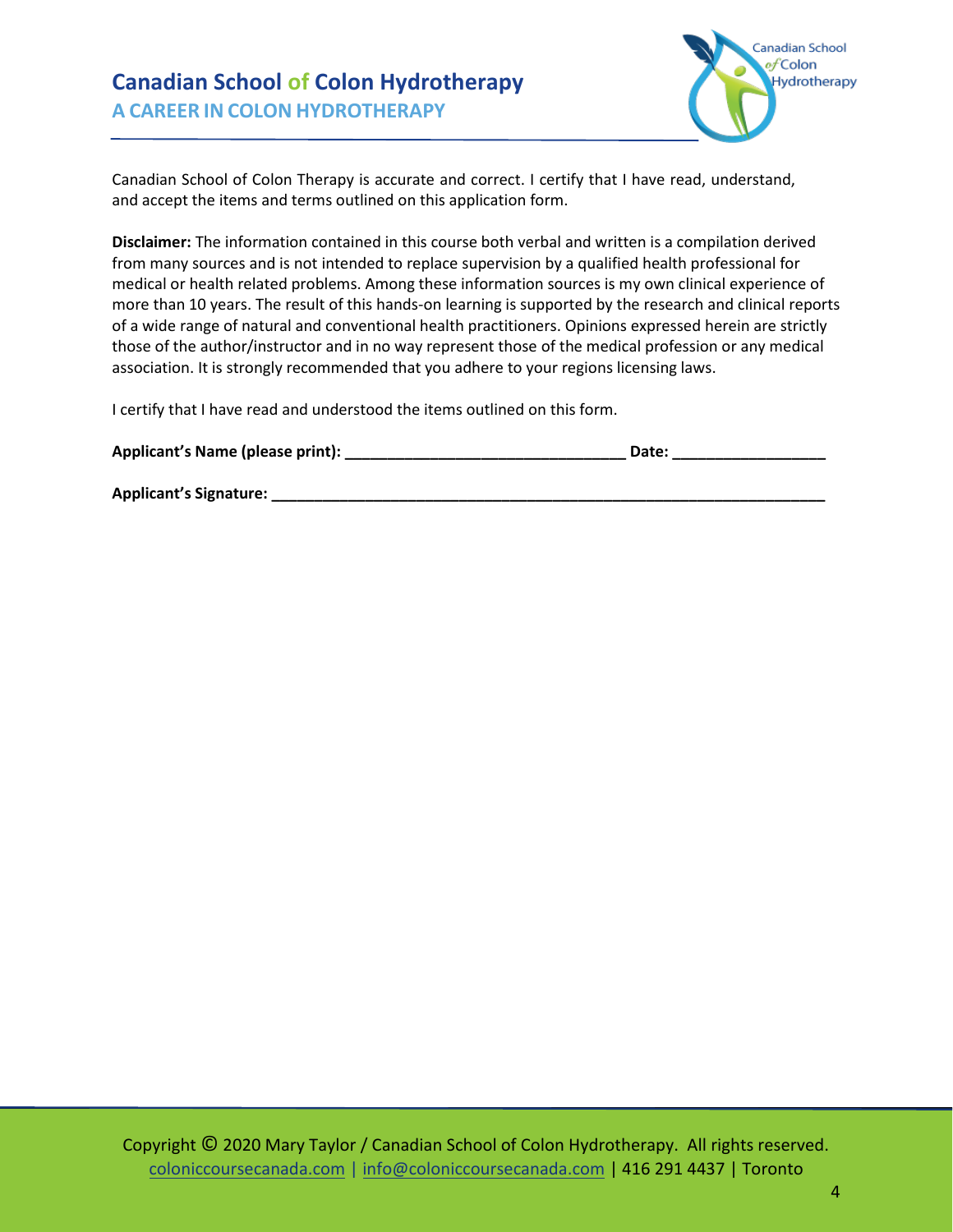Canadian School of Colon Therapy is accurate and correct. I certify that I have read, understand, and accept the items and terms outlined on this application form.

**Disclaimer:** The information contained in this course both verbal and written is a compilation derived from many sources and is not intended to replace supervision by a qualified health professional for medical or health related problems. Among these information sources is my own clinical experience of more than 10 years. The result of this hands-on learning is supported by the research and clinical reports of a wide range of natural and conventional health practitioners. Opinions expressed herein are strictly those of the author/instructor and in no way represent those of the medical profession or any medical association. It is strongly recommended that you adhere to your regions licensing laws.

I certify that I have read and understood the items outlined on this form.

**Applicant's Name (please print): ________________________________ Date: _________________**

**Applicant's Signature: _________________________________________________________________**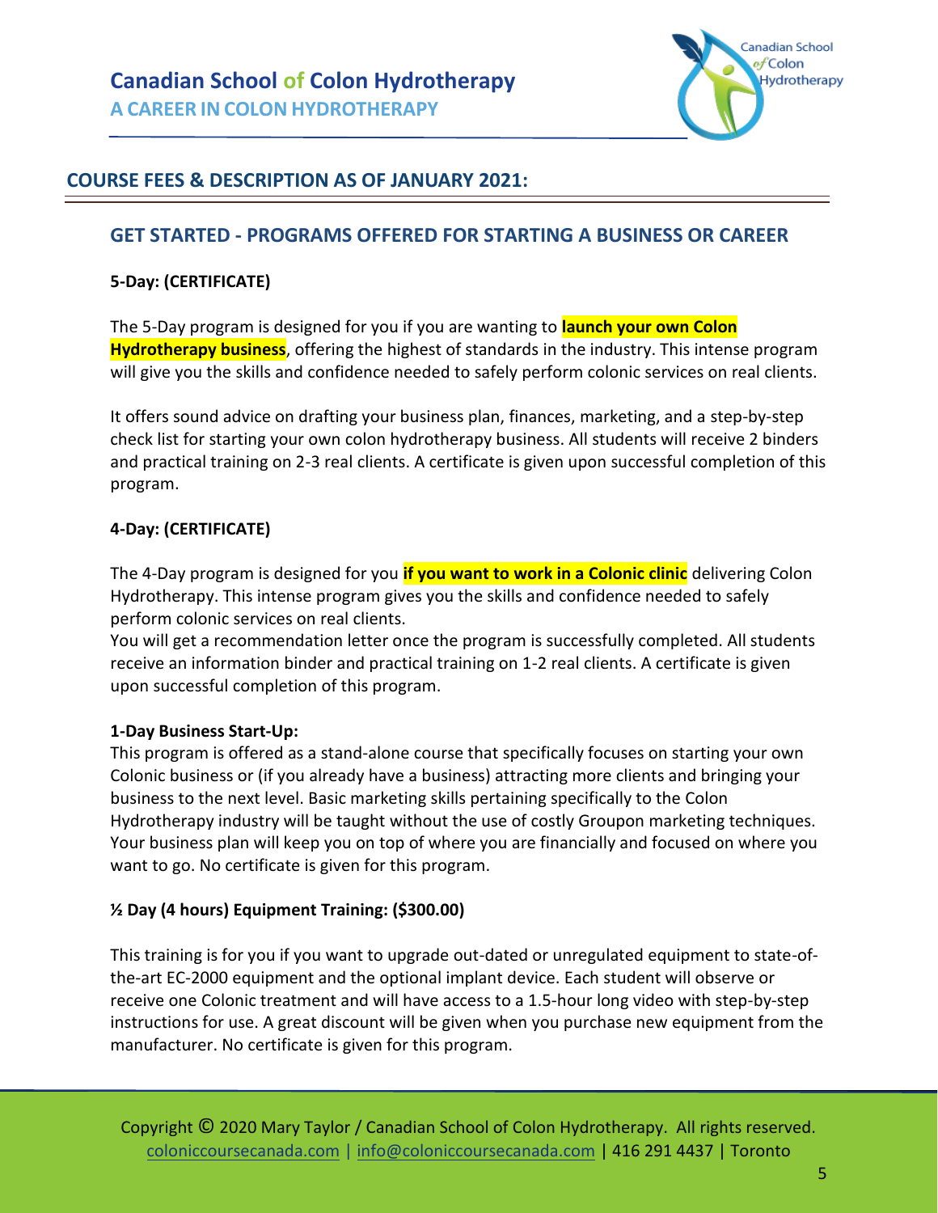# Canadian School of Colon Hydrotherapy

## A CAREER IN COLON HYDROTHERAPY

## COURSE FEES & DESCRIPTION AS OF JANUARY 2021:

### GET STARTED - PROGRAMS OFFERED FOR STARTING A BUSINESS OR CAREER

**5-Day: (CERTIFICATE)**

The 5-Day program is designed for you if you are wanting to **launch your own Colon Hydrotherapy business**, offering the highest of standards in the industry. This intense program will give you the skills and confidence needed to safely perform colonic services on real clients.

It offers sound advice on drafting your business plan, finances, marketing, and a step-by-step check list for starting your own colon hydrotherapy business. All students will receive 2 binders and practical training on 2-3 real clients. A certificate is given upon successful completion of this program.

**4-Day: (CERTIFICATE)**

The 4-Day program is designed for you **if you want to work in a Colonic clinic** delivering Colon Hydrotherapy. This intense program gives you the skills and confidence needed to safely perform colonic services on real clients.
You will get a recommendation letter once the program is successfully completed. All students receive an information binder and practical training on 1-2 real clients. A certificate is given upon successful completion of this program.

**1-Day Business Start-Up:**
This program is offered as a stand-alone course that specifically focuses on starting your own Colonic business or (if you already have a business) attracting more clients and bringing your business to the next level. Basic marketing skills pertaining specifically to the Colon Hydrotherapy industry will be taught without the use of costly Groupon marketing techniques. Your business plan will keep you on top of where you are financially and focused on where you want to go. No certificate is given for this program.

**½ Day (4 hours) Equipment Training: ($300.00)**

This training is for you if you want to upgrade out-dated or unregulated equipment to state-of-the-art EC-2000 equipment and the optional implant device. Each student will observe or receive one Colonic treatment and will have access to a 1.5-hour long video with step-by-step instructions for use. A great discount will be given when you purchase new equipment from the manufacturer. No certificate is given for this program.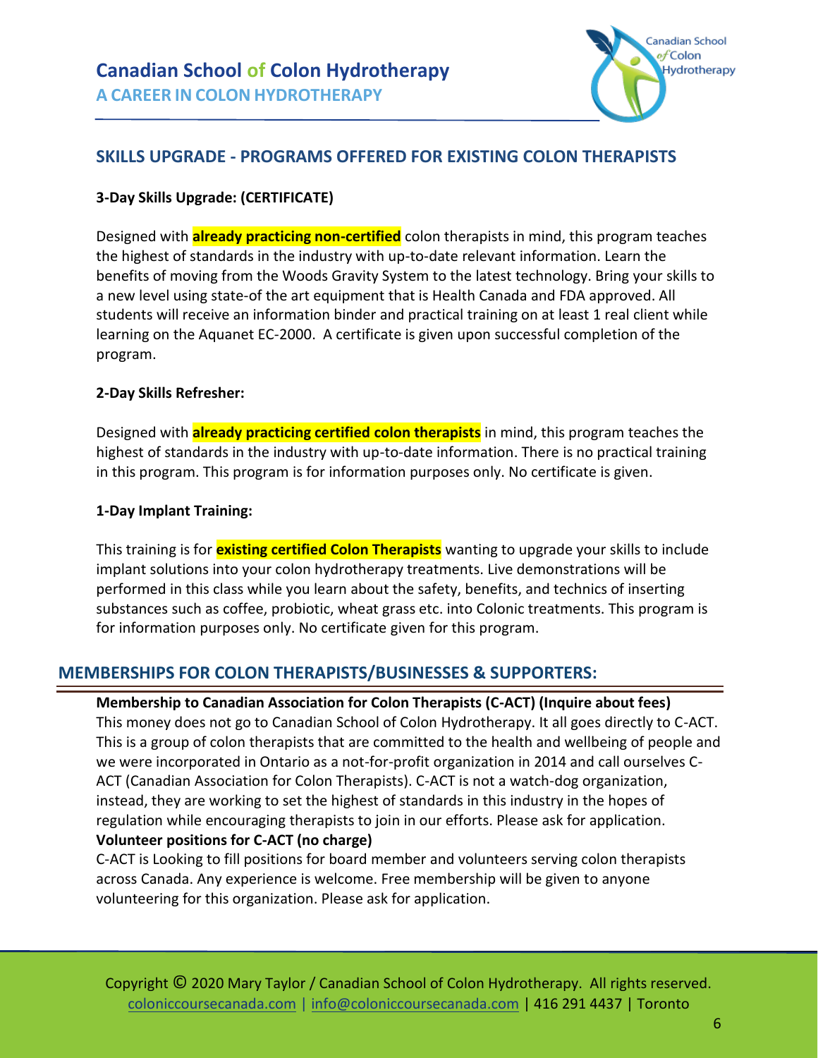# Canadian School of Colon Hydrotherapy

**A CAREER IN COLON HYDROTHERAPY**

## SKILLS UPGRADE - PROGRAMS OFFERED FOR EXISTING COLON THERAPISTS

**3-Day Skills Upgrade: (CERTIFICATE)**

Designed with **already practicing non-certified** colon therapists in mind, this program teaches the highest of standards in the industry with up-to-date relevant information. Learn the benefits of moving from the Woods Gravity System to the latest technology. Bring your skills to a new level using state-of the art equipment that is Health Canada and FDA approved. All students will receive an information binder and practical training on at least 1 real client while learning on the Aquanet EC-2000. A certificate is given upon successful completion of the program.

**2-Day Skills Refresher:**

Designed with **already practicing certified colon therapists** in mind, this program teaches the highest of standards in the industry with up-to-date information. There is no practical training in this program. This program is for information purposes only. No certificate is given.

**1-Day Implant Training:**

This training is for **existing certified Colon Therapists** wanting to upgrade your skills to include implant solutions into your colon hydrotherapy treatments. Live demonstrations will be performed in this class while you learn about the safety, benefits, and technics of inserting substances such as coffee, probiotic, wheat grass etc. into Colonic treatments. This program is for information purposes only. No certificate given for this program.

## MEMBERSHIPS FOR COLON THERAPISTS/BUSINESSES & SUPPORTERS:

**Membership to Canadian Association for Colon Therapists (C-ACT) (Inquire about fees)**
This money does not go to Canadian School of Colon Hydrotherapy. It all goes directly to C-ACT. This is a group of colon therapists that are committed to the health and wellbeing of people and we were incorporated in Ontario as a not-for-profit organization in 2014 and call ourselves C-ACT (Canadian Association for Colon Therapists). C-ACT is not a watch-dog organization, instead, they are working to set the highest of standards in this industry in the hopes of regulation while encouraging therapists to join in our efforts. Please ask for application.

**Volunteer positions for C-ACT (no charge)**
C-ACT is Looking to fill positions for board member and volunteers serving colon therapists across Canada. Any experience is welcome. Free membership will be given to anyone volunteering for this organization. Please ask for application.